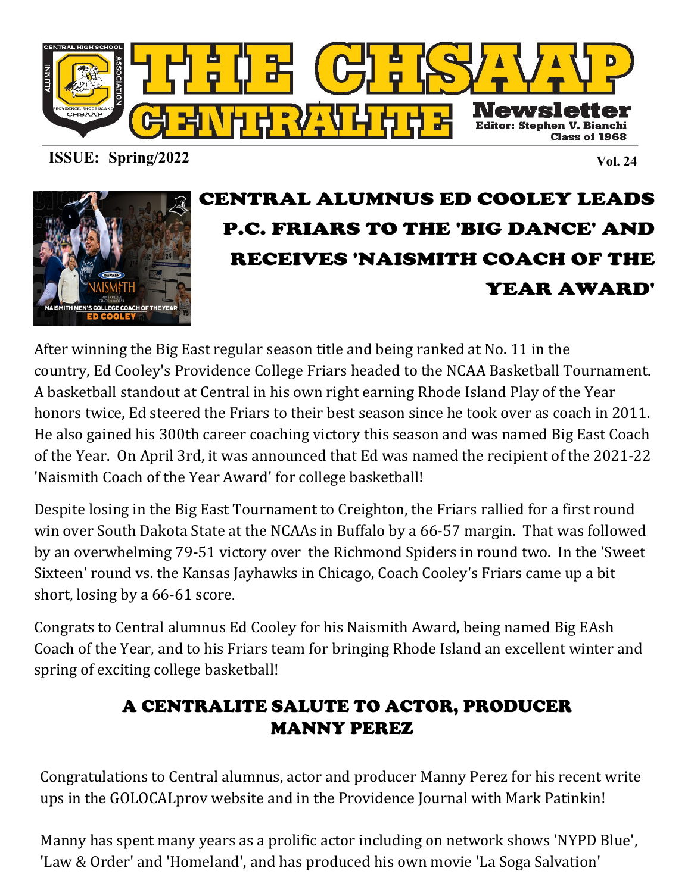# THE CHSAAP CENTRALITE Newsletter

Editor: Stephen V. Bianchi
Class of 1968

**ISSUE: Spring/2022** **Vol. 24**

## CENTRAL ALUMNUS ED COOLEY LEADS P.C. FRIARS TO THE 'BIG DANCE' AND RECEIVES 'NAISMITH COACH OF THE YEAR AWARD'

After winning the Big East regular season title and being ranked at No. 11 in the country, Ed Cooley's Providence College Friars headed to the NCAA Basketball Tournament. A basketball standout at Central in his own right earning Rhode Island Play of the Year honors twice, Ed steered the Friars to their best season since he took over as coach in 2011. He also gained his 300th career coaching victory this season and was named Big East Coach of the Year. On April 3rd, it was announced that Ed was named the recipient of the 2021-22 'Naismith Coach of the Year Award' for college basketball!

Despite losing in the Big East Tournament to Creighton, the Friars rallied for a first round win over South Dakota State at the NCAAs in Buffalo by a 66-57 margin. That was followed by an overwhelming 79-51 victory over the Richmond Spiders in round two. In the 'Sweet Sixteen' round vs. the Kansas Jayhawks in Chicago, Coach Cooley's Friars came up a bit short, losing by a 66-61 score.

Congrats to Central alumnus Ed Cooley for his Naismith Award, being named Big EAsh Coach of the Year, and to his Friars team for bringing Rhode Island an excellent winter and spring of exciting college basketball!

## A CENTRALITE SALUTE TO ACTOR, PRODUCER MANNY PEREZ

Congratulations to Central alumnus, actor and producer Manny Perez for his recent write ups in the GOLOCALprov website and in the Providence Journal with Mark Patinkin!

Manny has spent many years as a prolific actor including on network shows 'NYPD Blue', 'Law & Order' and 'Homeland', and has produced his own movie 'La Soga Salvation'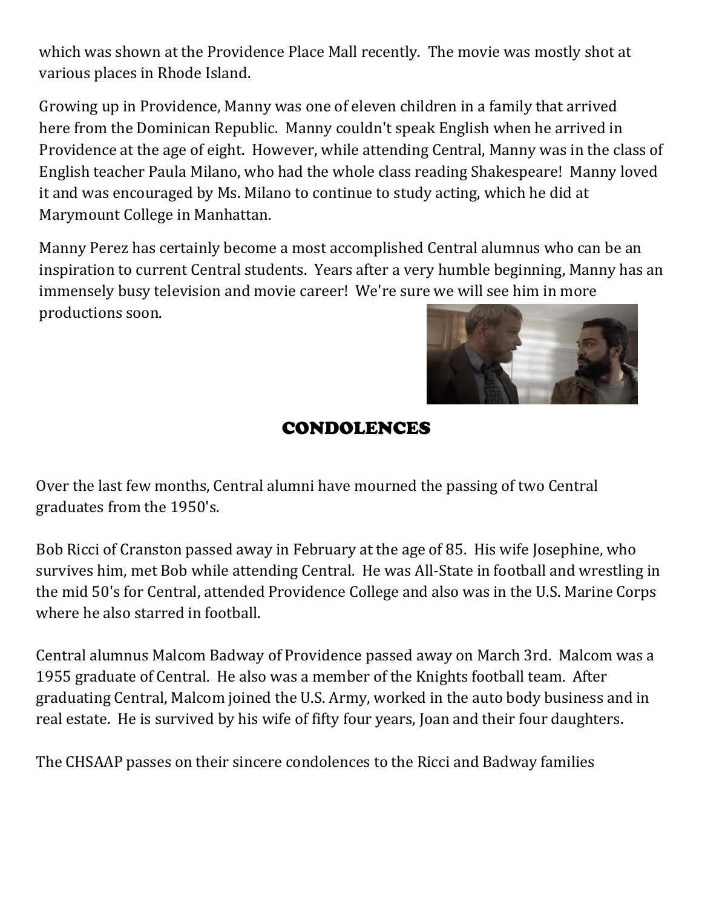which was shown at the Providence Place Mall recently. The movie was mostly shot at various places in Rhode Island.

Growing up in Providence, Manny was one of eleven children in a family that arrived here from the Dominican Republic. Manny couldn't speak English when he arrived in Providence at the age of eight. However, while attending Central, Manny was in the class of English teacher Paula Milano, who had the whole class reading Shakespeare! Manny loved it and was encouraged by Ms. Milano to continue to study acting, which he did at Marymount College in Manhattan.

Manny Perez has certainly become a most accomplished Central alumnus who can be an inspiration to current Central students. Years after a very humble beginning, Manny has an immensely busy television and movie career! We're sure we will see him in more productions soon.

## CONDOLENCES

Over the last few months, Central alumni have mourned the passing of two Central graduates from the 1950's.

Bob Ricci of Cranston passed away in February at the age of 85. His wife Josephine, who survives him, met Bob while attending Central. He was All-State in football and wrestling in the mid 50's for Central, attended Providence College and also was in the U.S. Marine Corps where he also starred in football.

Central alumnus Malcom Badway of Providence passed away on March 3rd. Malcom was a 1955 graduate of Central. He also was a member of the Knights football team. After graduating Central, Malcom joined the U.S. Army, worked in the auto body business and in real estate. He is survived by his wife of fifty four years, Joan and their four daughters.

The CHSAAP passes on their sincere condolences to the Ricci and Badway families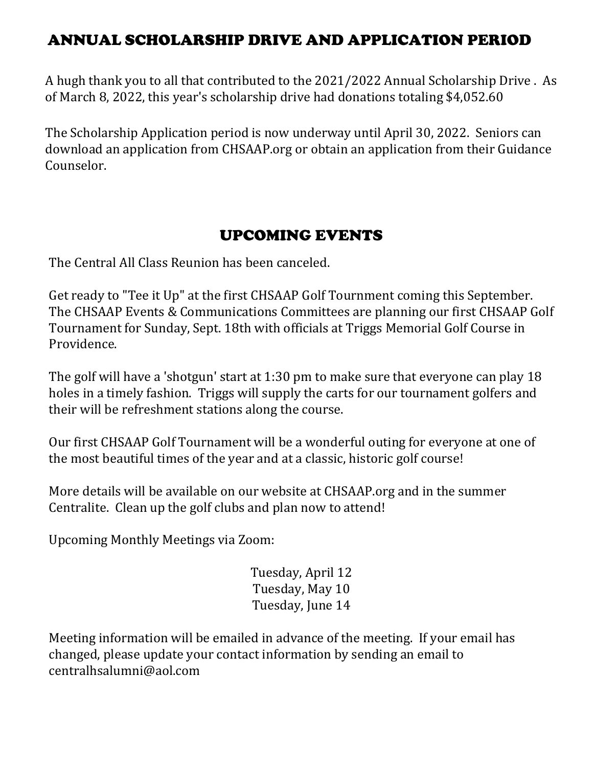## ANNUAL SCHOLARSHIP DRIVE AND APPLICATION PERIOD

A hugh thank you to all that contributed to the 2021/2022 Annual Scholarship Drive . As of March 8, 2022, this year's scholarship drive had donations totaling $4,052.60

The Scholarship Application period is now underway until April 30, 2022. Seniors can download an application from CHSAAP.org or obtain an application from their Guidance Counselor.

## UPCOMING EVENTS

The Central All Class Reunion has been canceled.

Get ready to "Tee it Up" at the first CHSAAP Golf Tournment coming this September. The CHSAAP Events & Communications Committees are planning our first CHSAAP Golf Tournament for Sunday, Sept. 18th with officials at Triggs Memorial Golf Course in Providence.

The golf will have a 'shotgun' start at 1:30 pm to make sure that everyone can play 18 holes in a timely fashion. Triggs will supply the carts for our tournament golfers and their will be refreshment stations along the course.

Our first CHSAAP Golf Tournament will be a wonderful outing for everyone at one of the most beautiful times of the year and at a classic, historic golf course!

More details will be available on our website at CHSAAP.org and in the summer Centralite. Clean up the golf clubs and plan now to attend!

Upcoming Monthly Meetings via Zoom:

Tuesday, April 12
Tuesday, May 10
Tuesday, June 14

Meeting information will be emailed in advance of the meeting. If your email has changed, please update your contact information by sending an email to centralhsalumni@aol.com